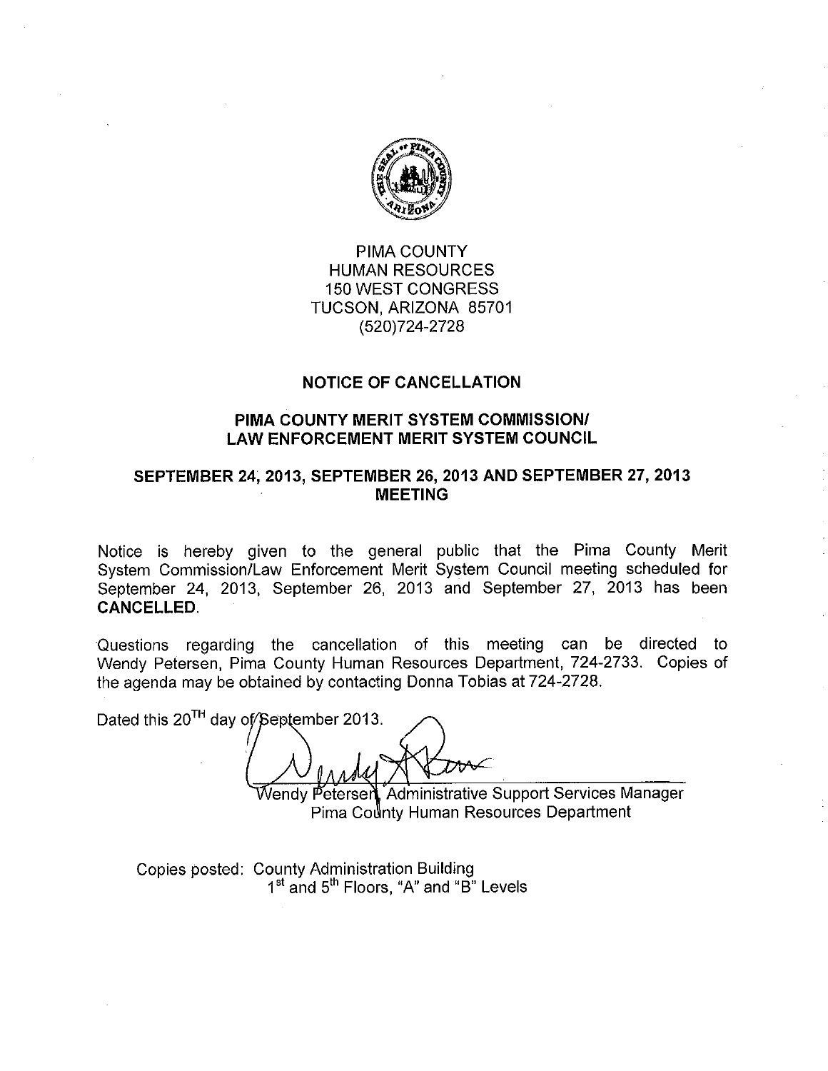PIMA COUNTY
HUMAN RESOURCES
150 WEST CONGRESS
TUCSON, ARIZONA 85701
(520)724-2728

## NOTICE OF CANCELLATION

## PIMA COUNTY MERIT SYSTEM COMMISSION/ LAW ENFORCEMENT MERIT SYSTEM COUNCIL

## SEPTEMBER 24, 2013, SEPTEMBER 26, 2013 AND SEPTEMBER 27, 2013 MEETING

Notice is hereby given to the general public that the Pima County Merit System Commission/Law Enforcement Merit System Council meeting scheduled for September 24, 2013, September 26, 2013 and September 27, 2013 has been **CANCELLED**.

Questions regarding the cancellation of this meeting can be directed to Wendy Petersen, Pima County Human Resources Department, 724-2733. Copies of the agenda may be obtained by contacting Donna Tobias at 724-2728.

Dated this 20TH day of September 2013.

Wendy Petersen, Administrative Support Services Manager
Pima County Human Resources Department

Copies posted: County Administration Building
1st and 5th Floors, "A" and "B" Levels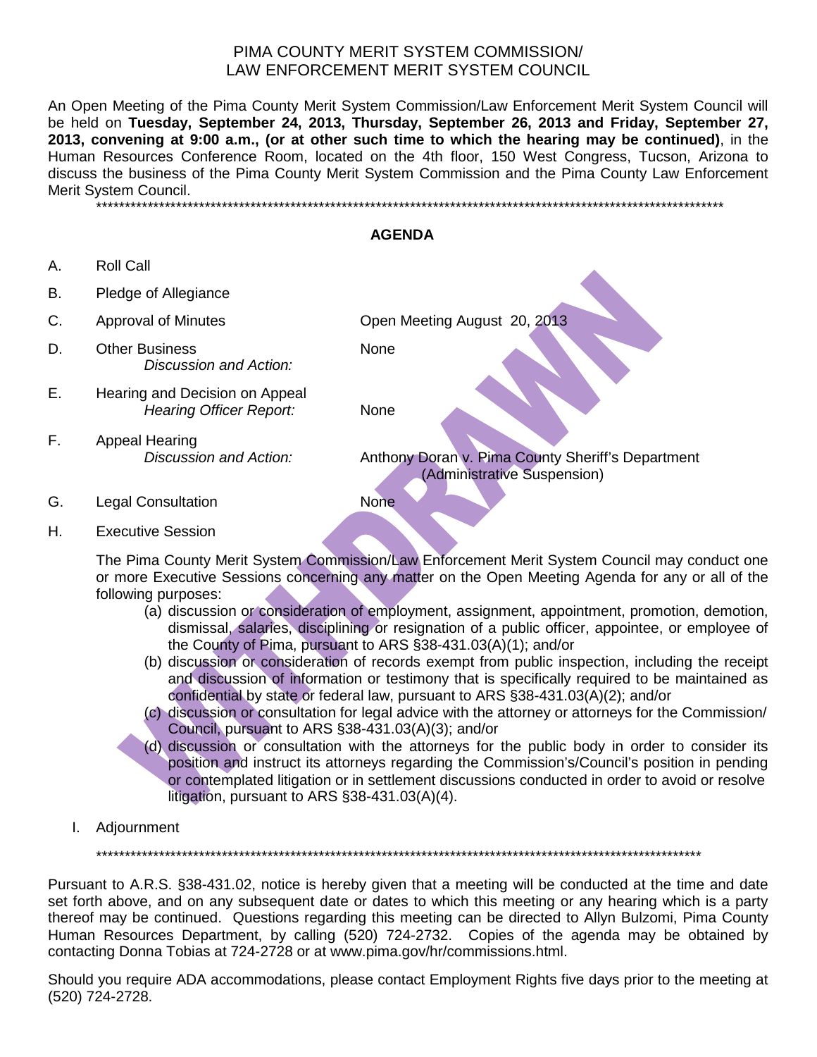PIMA COUNTY MERIT SYSTEM COMMISSION/
LAW ENFORCEMENT MERIT SYSTEM COUNCIL

An Open Meeting of the Pima County Merit System Commission/Law Enforcement Merit System Council will be held on **Tuesday, September 24, 2013, Thursday, September 26, 2013 and Friday, September 27, 2013, convening at 9:00 a.m., (or at other such time to which the hearing may be continued)**, in the Human Resources Conference Room, located on the 4th floor, 150 West Congress, Tucson, Arizona to discuss the business of the Pima County Merit System Commission and the Pima County Law Enforcement Merit System Council.

************************************************************************************************************

**AGENDA**

WITHDRAWN

A. Roll Call

B. Pledge of Allegiance

C. Approval of Minutes — Open Meeting August 20, 2013

D. Other Business
*Discussion and Action:* None

E. Hearing and Decision on Appeal
*Hearing Officer Report:* None

F. Appeal Hearing
*Discussion and Action:* Anthony Doran v. Pima County Sheriff's Department (Administrative Suspension)

G. Legal Consultation — None

H. Executive Session

The Pima County Merit System Commission/Law Enforcement Merit System Council may conduct one or more Executive Sessions concerning any matter on the Open Meeting Agenda for any or all of the following purposes:

(a) discussion or consideration of employment, assignment, appointment, promotion, demotion, dismissal, salaries, disciplining or resignation of a public officer, appointee, or employee of the County of Pima, pursuant to ARS §38-431.03(A)(1); and/or

(b) discussion or consideration of records exempt from public inspection, including the receipt and discussion of information or testimony that is specifically required to be maintained as confidential by state or federal law, pursuant to ARS §38-431.03(A)(2); and/or

(c) discussion or consultation for legal advice with the attorney or attorneys for the Commission/Council, pursuant to ARS §38-431.03(A)(3); and/or

(d) discussion or consultation with the attorneys for the public body in order to consider its position and instruct its attorneys regarding the Commission's/Council's position in pending or contemplated litigation or in settlement discussions conducted in order to avoid or resolve litigation, pursuant to ARS §38-431.03(A)(4).

I. Adjournment

************************************************************************************************************

Pursuant to A.R.S. §38-431.02, notice is hereby given that a meeting will be conducted at the time and date set forth above, and on any subsequent date or dates to which this meeting or any hearing which is a party thereof may be continued. Questions regarding this meeting can be directed to Allyn Bulzomi, Pima County Human Resources Department, by calling (520) 724-2732. Copies of the agenda may be obtained by contacting Donna Tobias at 724-2728 or at www.pima.gov/hr/commissions.html.

Should you require ADA accommodations, please contact Employment Rights five days prior to the meeting at (520) 724-2728.